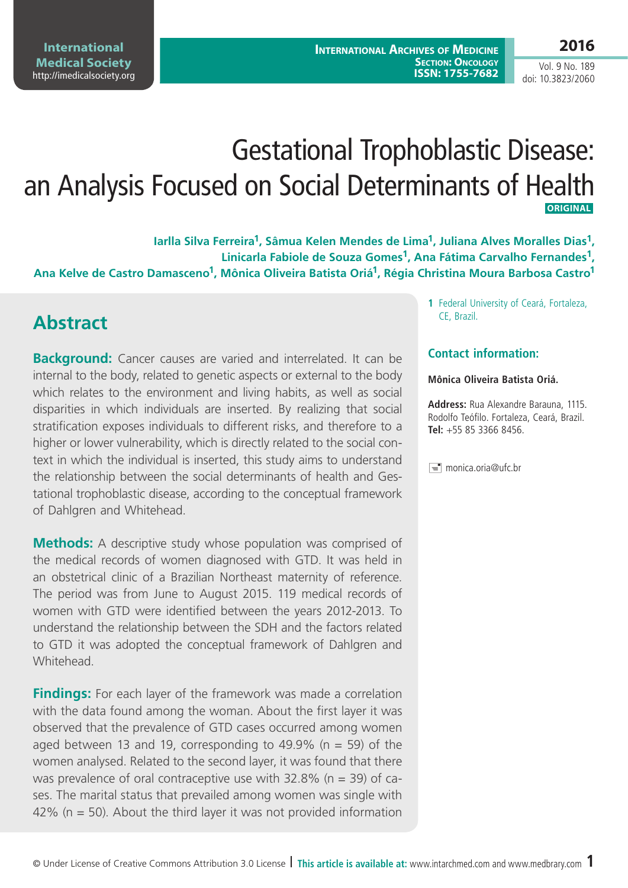# Gestational Trophoblastic Disease: an Analysis Focused on Social Determinants of Health

ORIGINAL

**Iarlla Silva Ferreira[1], Sâmua Kelen Mendes de Lima[1], Juliana Alves Moralles Dias[1], Linicarla Fabiole de Souza Gomes[1], Ana Fátima Carvalho Fernandes[1], Ana Kelve de Castro Damasceno[1], Mônica Oliveira Batista Oriá[1], Régia Christina Moura Barbosa Castro[1]**

1 Federal University of Ceará, Fortaleza, CE, Brazil.

### Contact information:

**Mônica Oliveira Batista Oriá.**

**Address:** Rua Alexandre Barauna, 1115. Rodolfo Teófilo. Fortaleza, Ceará, Brazil.
**Tel:** +55 85 3366 8456.

monica.oria@ufc.br

## Abstract

**Background:** Cancer causes are varied and interrelated. It can be internal to the body, related to genetic aspects or external to the body which relates to the environment and living habits, as well as social disparities in which individuals are inserted. By realizing that social stratification exposes individuals to different risks, and therefore to a higher or lower vulnerability, which is directly related to the social context in which the individual is inserted, this study aims to understand the relationship between the social determinants of health and Gestational trophoblastic disease, according to the conceptual framework of Dahlgren and Whitehead.

**Methods:** A descriptive study whose population was comprised of the medical records of women diagnosed with GTD. It was held in an obstetrical clinic of a Brazilian Northeast maternity of reference. The period was from June to August 2015. 119 medical records of women with GTD were identified between the years 2012-2013. To understand the relationship between the SDH and the factors related to GTD it was adopted the conceptual framework of Dahlgren and Whitehead.

**Findings:** For each layer of the framework was made a correlation with the data found among the woman. About the first layer it was observed that the prevalence of GTD cases occurred among women aged between 13 and 19, corresponding to 49.9% (n = 59) of the women analysed. Related to the second layer, it was found that there was prevalence of oral contraceptive use with 32.8% (n = 39) of cases. The marital status that prevailed among women was single with 42% (n = 50). About the third layer it was not provided information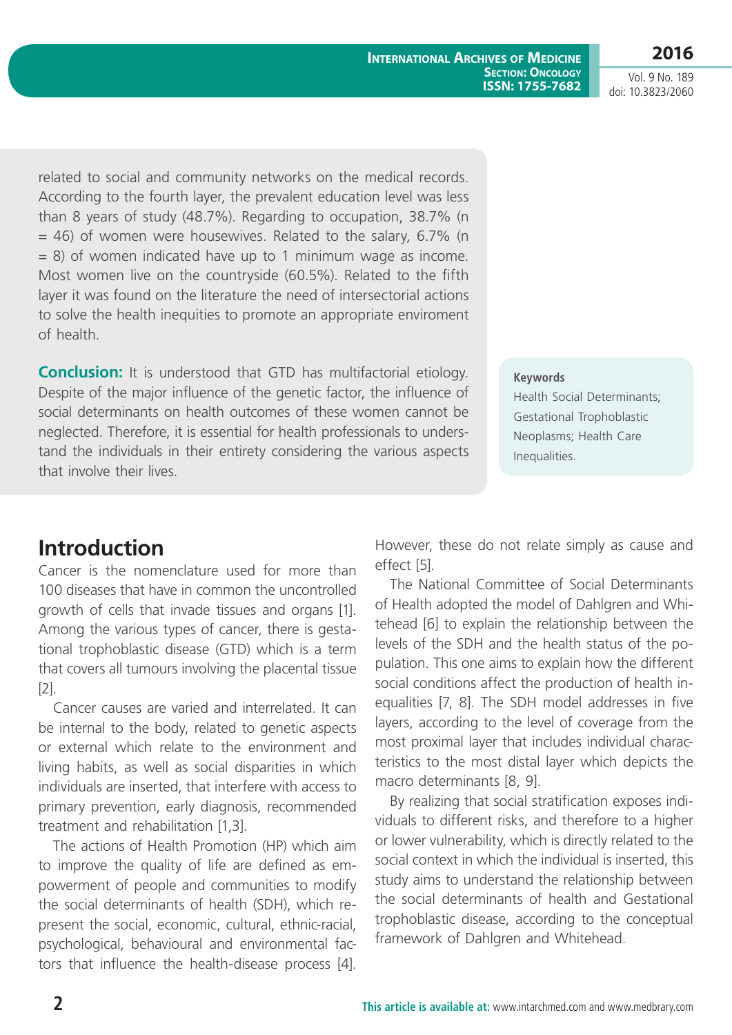related to social and community networks on the medical records. According to the fourth layer, the prevalent education level was less than 8 years of study (48.7%). Regarding to occupation, 38.7% (n = 46) of women were housewives. Related to the salary, 6.7% (n = 8) of women indicated have up to 1 minimum wage as income. Most women live on the countryside (60.5%). Related to the fifth layer it was found on the literature the need of intersectorial actions to solve the health inequities to promote an appropriate enviroment of health.

**Conclusion:** It is understood that GTD has multifactorial etiology. Despite of the major influence of the genetic factor, the influence of social determinants on health outcomes of these women cannot be neglected. Therefore, it is essential for health professionals to understand the individuals in their entirety considering the various aspects that involve their lives.

**Keywords**

Health Social Determinants; Gestational Trophoblastic Neoplasms; Health Care Inequalities.

## Introduction

Cancer is the nomenclature used for more than 100 diseases that have in common the uncontrolled growth of cells that invade tissues and organs [1]. Among the various types of cancer, there is gestational trophoblastic disease (GTD) which is a term that covers all tumours involving the placental tissue [2].

Cancer causes are varied and interrelated. It can be internal to the body, related to genetic aspects or external which relate to the environment and living habits, as well as social disparities in which individuals are inserted, that interfere with access to primary prevention, early diagnosis, recommended treatment and rehabilitation [1,3].

The actions of Health Promotion (HP) which aim to improve the quality of life are defined as empowerment of people and communities to modify the social determinants of health (SDH), which represent the social, economic, cultural, ethnic-racial, psychological, behavioural and environmental factors that influence the health-disease process [4]. However, these do not relate simply as cause and effect [5].

The National Committee of Social Determinants of Health adopted the model of Dahlgren and Whitehead [6] to explain the relationship between the levels of the SDH and the health status of the population. This one aims to explain how the different social conditions affect the production of health inequalities [7, 8]. The SDH model addresses in five layers, according to the level of coverage from the most proximal layer that includes individual characteristics to the most distal layer which depicts the macro determinants [8, 9].

By realizing that social stratification exposes individuals to different risks, and therefore to a higher or lower vulnerability, which is directly related to the social context in which the individual is inserted, this study aims to understand the relationship between the social determinants of health and Gestational trophoblastic disease, according to the conceptual framework of Dahlgren and Whitehead.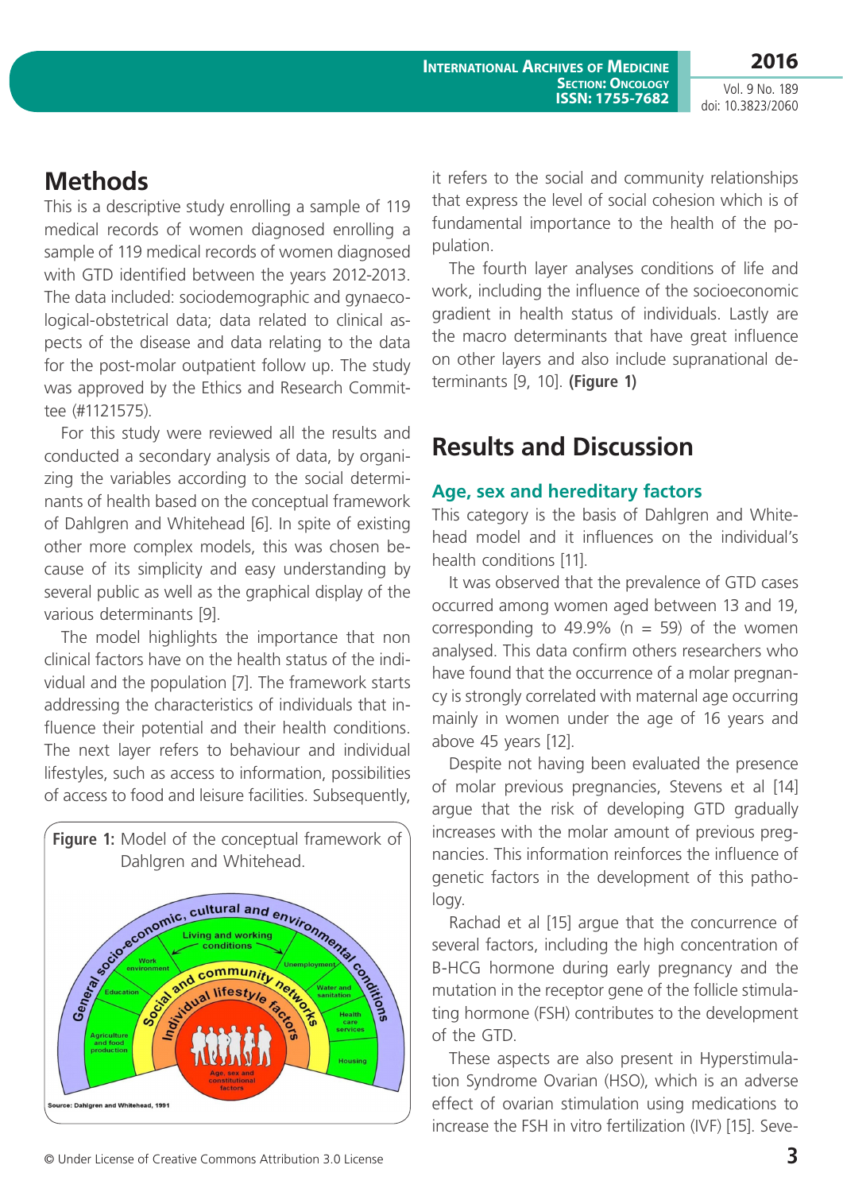## Methods

This is a descriptive study enrolling a sample of 119 medical records of women diagnosed enrolling a sample of 119 medical records of women diagnosed with GTD identified between the years 2012-2013. The data included: sociodemographic and gynaecological-obstetrical data; data related to clinical aspects of the disease and data relating to the data for the post-molar outpatient follow up. The study was approved by the Ethics and Research Committee (#1121575).

For this study were reviewed all the results and conducted a secondary analysis of data, by organizing the variables according to the social determinants of health based on the conceptual framework of Dahlgren and Whitehead [6]. In spite of existing other more complex models, this was chosen because of its simplicity and easy understanding by several public as well as the graphical display of the various determinants [9].

The model highlights the importance that non clinical factors have on the health status of the individual and the population [7]. The framework starts addressing the characteristics of individuals that influence their potential and their health conditions. The next layer refers to behaviour and individual lifestyles, such as access to information, possibilities of access to food and leisure facilities. Subsequently, it refers to the social and community relationships that express the level of social cohesion which is of fundamental importance to the health of the population.

**Figure 1:** Model of the conceptual framework of Dahlgren and Whitehead.

The fourth layer analyses conditions of life and work, including the influence of the socioeconomic gradient in health status of individuals. Lastly are the macro determinants that have great influence on other layers and also include supranational determinants [9, 10]. **(Figure 1)**

## Results and Discussion

### Age, sex and hereditary factors

This category is the basis of Dahlgren and Whitehead model and it influences on the individual's health conditions [11].

It was observed that the prevalence of GTD cases occurred among women aged between 13 and 19, corresponding to 49.9% (n = 59) of the women analysed. This data confirm others researchers who have found that the occurrence of a molar pregnancy is strongly correlated with maternal age occurring mainly in women under the age of 16 years and above 45 years [12].

Despite not having been evaluated the presence of molar previous pregnancies, Stevens et al [14] argue that the risk of developing GTD gradually increases with the molar amount of previous pregnancies. This information reinforces the influence of genetic factors in the development of this pathology.

Rachad et al [15] argue that the concurrence of several factors, including the high concentration of B-HCG hormone during early pregnancy and the mutation in the receptor gene of the follicle stimulating hormone (FSH) contributes to the development of the GTD.

These aspects are also present in Hyperstimulation Syndrome Ovarian (HSO), which is an adverse effect of ovarian stimulation using medications to increase the FSH in vitro fertilization (IVF) [15]. Seve-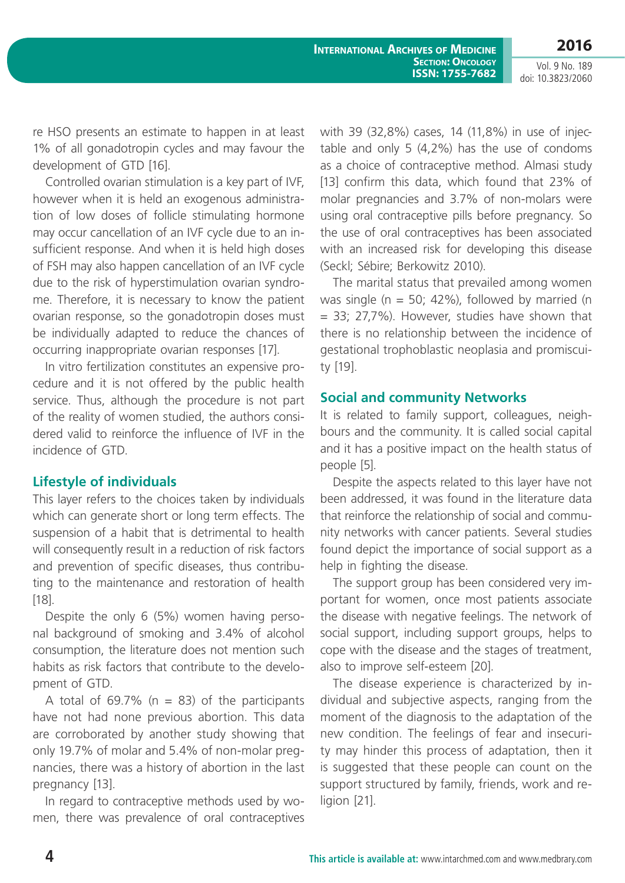re HSO presents an estimate to happen in at least 1% of all gonadotropin cycles and may favour the development of GTD [16].

Controlled ovarian stimulation is a key part of IVF, however when it is held an exogenous administration of low doses of follicle stimulating hormone may occur cancellation of an IVF cycle due to an insufficient response. And when it is held high doses of FSH may also happen cancellation of an IVF cycle due to the risk of hyperstimulation ovarian syndrome. Therefore, it is necessary to know the patient ovarian response, so the gonadotropin doses must be individually adapted to reduce the chances of occurring inappropriate ovarian responses [17].

In vitro fertilization constitutes an expensive procedure and it is not offered by the public health service. Thus, although the procedure is not part of the reality of women studied, the authors considered valid to reinforce the influence of IVF in the incidence of GTD.

## Lifestyle of individuals

This layer refers to the choices taken by individuals which can generate short or long term effects. The suspension of a habit that is detrimental to health will consequently result in a reduction of risk factors and prevention of specific diseases, thus contributing to the maintenance and restoration of health [18].

Despite the only 6 (5%) women having personal background of smoking and 3.4% of alcohol consumption, the literature does not mention such habits as risk factors that contribute to the development of GTD.

A total of 69.7% (n = 83) of the participants have not had none previous abortion. This data are corroborated by another study showing that only 19.7% of molar and 5.4% of non-molar pregnancies, there was a history of abortion in the last pregnancy [13].

In regard to contraceptive methods used by women, there was prevalence of oral contraceptives with 39 (32,8%) cases, 14 (11,8%) in use of injectable and only 5 (4,2%) has the use of condoms as a choice of contraceptive method. Almasi study [13] confirm this data, which found that 23% of molar pregnancies and 3.7% of non-molars were using oral contraceptive pills before pregnancy. So the use of oral contraceptives has been associated with an increased risk for developing this disease (Seckl; Sébire; Berkowitz 2010).

The marital status that prevailed among women was single (n = 50; 42%), followed by married (n = 33; 27,7%). However, studies have shown that there is no relationship between the incidence of gestational trophoblastic neoplasia and promiscuity [19].

## Social and community Networks

It is related to family support, colleagues, neighbours and the community. It is called social capital and it has a positive impact on the health status of people [5].

Despite the aspects related to this layer have not been addressed, it was found in the literature data that reinforce the relationship of social and community networks with cancer patients. Several studies found depict the importance of social support as a help in fighting the disease.

The support group has been considered very important for women, once most patients associate the disease with negative feelings. The network of social support, including support groups, helps to cope with the disease and the stages of treatment, also to improve self-esteem [20].

The disease experience is characterized by individual and subjective aspects, ranging from the moment of the diagnosis to the adaptation of the new condition. The feelings of fear and insecurity may hinder this process of adaptation, then it is suggested that these people can count on the support structured by family, friends, work and religion [21].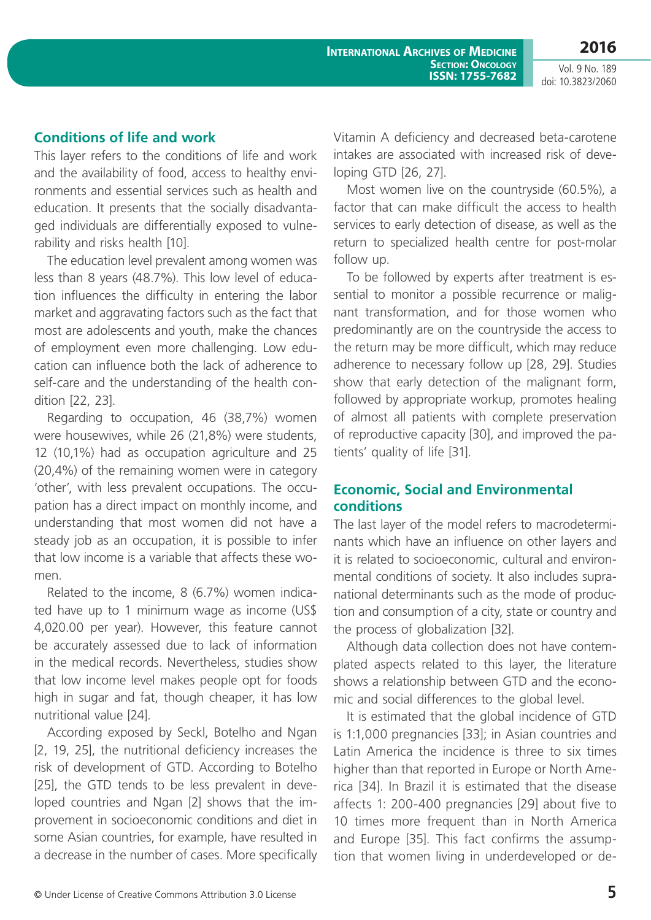## Conditions of life and work

This layer refers to the conditions of life and work and the availability of food, access to healthy environments and essential services such as health and education. It presents that the socially disadvantaged individuals are differentially exposed to vulnerability and risks health [10].

The education level prevalent among women was less than 8 years (48.7%). This low level of education influences the difficulty in entering the labor market and aggravating factors such as the fact that most are adolescents and youth, make the chances of employment even more challenging. Low education can influence both the lack of adherence to self-care and the understanding of the health condition [22, 23].

Regarding to occupation, 46 (38,7%) women were housewives, while 26 (21,8%) were students, 12 (10,1%) had as occupation agriculture and 25 (20,4%) of the remaining women were in category 'other', with less prevalent occupations. The occupation has a direct impact on monthly income, and understanding that most women did not have a steady job as an occupation, it is possible to infer that low income is a variable that affects these women.

Related to the income, 8 (6.7%) women indicated have up to 1 minimum wage as income (US$ 4,020.00 per year). However, this feature cannot be accurately assessed due to lack of information in the medical records. Nevertheless, studies show that low income level makes people opt for foods high in sugar and fat, though cheaper, it has low nutritional value [24].

According exposed by Seckl, Botelho and Ngan [2, 19, 25], the nutritional deficiency increases the risk of development of GTD. According to Botelho [25], the GTD tends to be less prevalent in developed countries and Ngan [2] shows that the improvement in socioeconomic conditions and diet in some Asian countries, for example, have resulted in a decrease in the number of cases. More specifically Vitamin A deficiency and decreased beta-carotene intakes are associated with increased risk of developing GTD [26, 27].

Most women live on the countryside (60.5%), a factor that can make difficult the access to health services to early detection of disease, as well as the return to specialized health centre for post-molar follow up.

To be followed by experts after treatment is essential to monitor a possible recurrence or malignant transformation, and for those women who predominantly are on the countryside the access to the return may be more difficult, which may reduce adherence to necessary follow up [28, 29]. Studies show that early detection of the malignant form, followed by appropriate workup, promotes healing of almost all patients with complete preservation of reproductive capacity [30], and improved the patients' quality of life [31].

## Economic, Social and Environmental conditions

The last layer of the model refers to macrodeterminants which have an influence on other layers and it is related to socioeconomic, cultural and environmental conditions of society. It also includes supranational determinants such as the mode of production and consumption of a city, state or country and the process of globalization [32].

Although data collection does not have contemplated aspects related to this layer, the literature shows a relationship between GTD and the economic and social differences to the global level.

It is estimated that the global incidence of GTD is 1:1,000 pregnancies [33]; in Asian countries and Latin America the incidence is three to six times higher than that reported in Europe or North America [34]. In Brazil it is estimated that the disease affects 1: 200-400 pregnancies [29] about five to 10 times more frequent than in North America and Europe [35]. This fact confirms the assumption that women living in underdeveloped or de-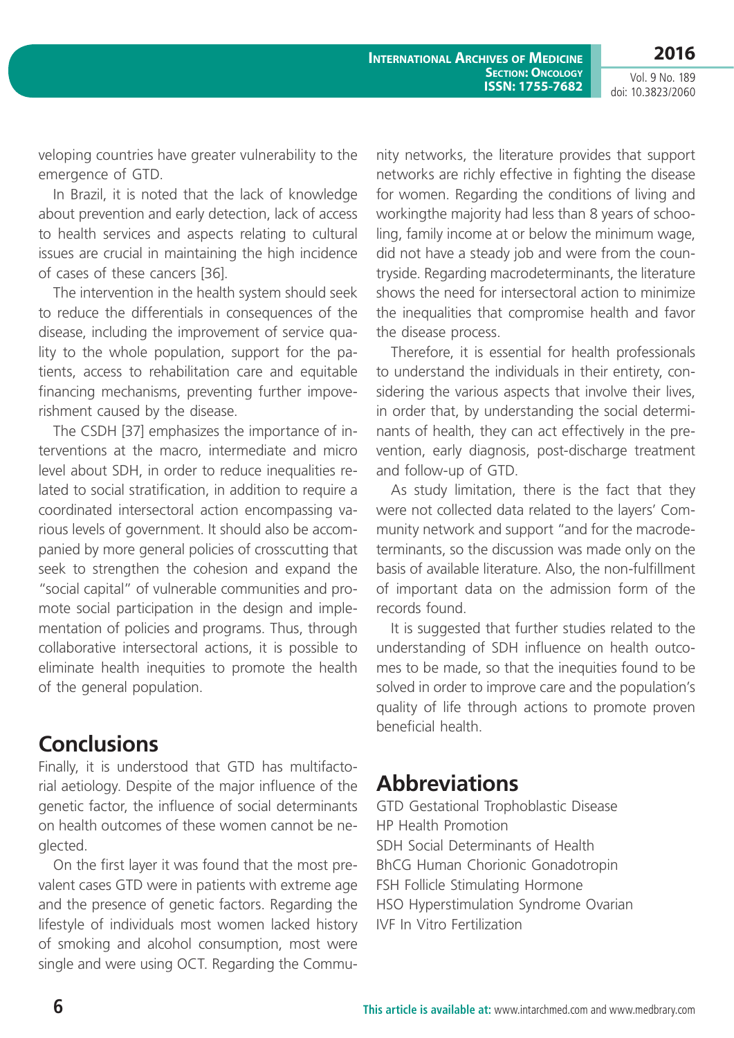veloping countries have greater vulnerability to the emergence of GTD.

In Brazil, it is noted that the lack of knowledge about prevention and early detection, lack of access to health services and aspects relating to cultural issues are crucial in maintaining the high incidence of cases of these cancers [36].

The intervention in the health system should seek to reduce the differentials in consequences of the disease, including the improvement of service quality to the whole population, support for the patients, access to rehabilitation care and equitable financing mechanisms, preventing further impoverishment caused by the disease.

The CSDH [37] emphasizes the importance of interventions at the macro, intermediate and micro level about SDH, in order to reduce inequalities related to social stratification, in addition to require a coordinated intersectoral action encompassing various levels of government. It should also be accompanied by more general policies of crosscutting that seek to strengthen the cohesion and expand the "social capital" of vulnerable communities and promote social participation in the design and implementation of policies and programs. Thus, through collaborative intersectoral actions, it is possible to eliminate health inequities to promote the health of the general population.

## Conclusions

Finally, it is understood that GTD has multifactorial aetiology. Despite of the major influence of the genetic factor, the influence of social determinants on health outcomes of these women cannot be neglected.

On the first layer it was found that the most prevalent cases GTD were in patients with extreme age and the presence of genetic factors. Regarding the lifestyle of individuals most women lacked history of smoking and alcohol consumption, most were single and were using OCT. Regarding the Community networks, the literature provides that support networks are richly effective in fighting the disease for women. Regarding the conditions of living and workingthe majority had less than 8 years of schooling, family income at or below the minimum wage, did not have a steady job and were from the countryside. Regarding macrodeterminants, the literature shows the need for intersectoral action to minimize the inequalities that compromise health and favor the disease process.

Therefore, it is essential for health professionals to understand the individuals in their entirety, considering the various aspects that involve their lives, in order that, by understanding the social determinants of health, they can act effectively in the prevention, early diagnosis, post-discharge treatment and follow-up of GTD.

As study limitation, there is the fact that they were not collected data related to the layers' Community network and support "and for the macrodeterminants, so the discussion was made only on the basis of available literature. Also, the non-fulfillment of important data on the admission form of the records found.

It is suggested that further studies related to the understanding of SDH influence on health outcomes to be made, so that the inequities found to be solved in order to improve care and the population's quality of life through actions to promote proven beneficial health.

## Abbreviations

GTD Gestational Trophoblastic Disease
HP Health Promotion
SDH Social Determinants of Health
BhCG Human Chorionic Gonadotropin
FSH Follicle Stimulating Hormone
HSO Hyperstimulation Syndrome Ovarian
IVF In Vitro Fertilization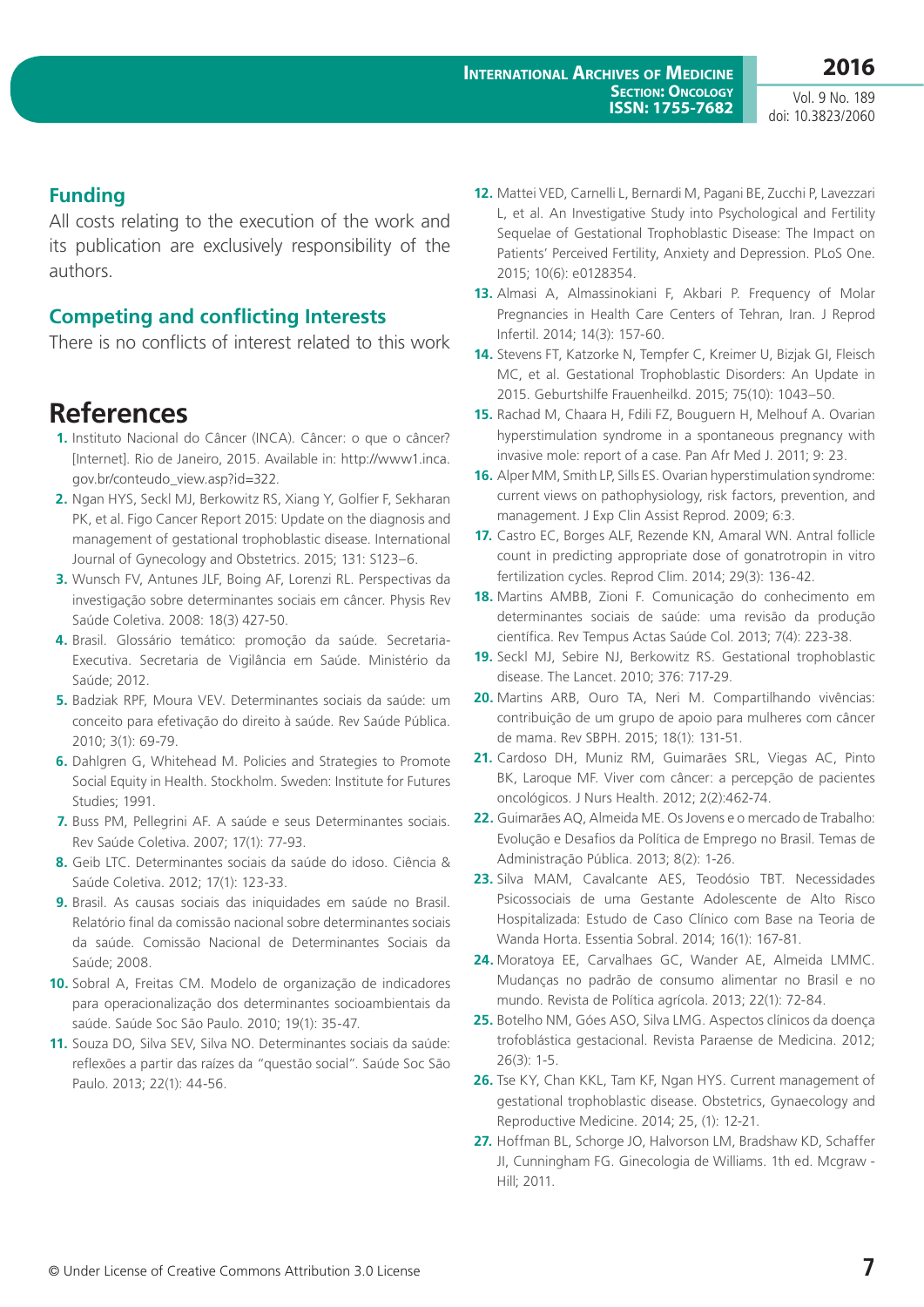## Funding

All costs relating to the execution of the work and its publication are exclusively responsibility of the authors.

## Competing and conflicting Interests

There is no conflicts of interest related to this work

# References

1. Instituto Nacional do Câncer (INCA). Câncer: o que o câncer? [Internet]. Rio de Janeiro, 2015. Available in: http://www1.inca.gov.br/conteudo_view.asp?id=322.
2. Ngan HYS, Seckl MJ, Berkowitz RS, Xiang Y, Golfier F, Sekharan PK, et al. Figo Cancer Report 2015: Update on the diagnosis and management of gestational trophoblastic disease. International Journal of Gynecology and Obstetrics. 2015; 131: S123–6.
3. Wunsch FV, Antunes JLF, Boing AF, Lorenzi RL. Perspectivas da investigação sobre determinantes sociais em câncer. Physis Rev Saúde Coletiva. 2008: 18(3) 427-50.
4. Brasil. Glossário temático: promoção da saúde. Secretaria-Executiva. Secretaria de Vigilância em Saúde. Ministério da Saúde; 2012.
5. Badziak RPF, Moura VEV. Determinantes sociais da saúde: um conceito para efetivação do direito à saúde. Rev Saúde Pública. 2010; 3(1): 69-79.
6. Dahlgren G, Whitehead M. Policies and Strategies to Promote Social Equity in Health. Stockholm. Sweden: Institute for Futures Studies; 1991.
7. Buss PM, Pellegrini AF. A saúde e seus Determinantes sociais. Rev Saúde Coletiva. 2007; 17(1): 77-93.
8. Geib LTC. Determinantes sociais da saúde do idoso. Ciência & Saúde Coletiva. 2012; 17(1): 123-33.
9. Brasil. As causas sociais das iniquidades em saúde no Brasil. Relatório final da comissão nacional sobre determinantes sociais da saúde. Comissão Nacional de Determinantes Sociais da Saúde; 2008.
10. Sobral A, Freitas CM. Modelo de organização de indicadores para operacionalização dos determinantes socioambientais da saúde. Saúde Soc São Paulo. 2010; 19(1): 35-47.
11. Souza DO, Silva SEV, Silva NO. Determinantes sociais da saúde: reflexões a partir das raízes da "questão social". Saúde Soc São Paulo. 2013; 22(1): 44-56.
12. Mattei VED, Carnelli L, Bernardi M, Pagani BE, Zucchi P, Lavezzari L, et al. An Investigative Study into Psychological and Fertility Sequelae of Gestational Trophoblastic Disease: The Impact on Patients' Perceived Fertility, Anxiety and Depression. PLoS One. 2015; 10(6): e0128354.
13. Almasi A, Almassinokiani F, Akbari P. Frequency of Molar Pregnancies in Health Care Centers of Tehran, Iran. J Reprod Infertil. 2014; 14(3): 157-60.
14. Stevens FT, Katzorke N, Tempfer C, Kreimer U, Bizjak GI, Fleisch MC, et al. Gestational Trophoblastic Disorders: An Update in 2015. Geburtshilfe Frauenheilkd. 2015; 75(10): 1043–50.
15. Rachad M, Chaara H, Fdili FZ, Bouguern H, Melhouf A. Ovarian hyperstimulation syndrome in a spontaneous pregnancy with invasive mole: report of a case. Pan Afr Med J. 2011; 9: 23.
16. Alper MM, Smith LP, Sills ES. Ovarian hyperstimulation syndrome: current views on pathophysiology, risk factors, prevention, and management. J Exp Clin Assist Reprod. 2009; 6:3.
17. Castro EC, Borges ALF, Rezende KN, Amaral WN. Antral follicle count in predicting appropriate dose of gonatrotropin in vitro fertilization cycles. Reprod Clim. 2014; 29(3): 136-42.
18. Martins AMBB, Zioni F. Comunicação do conhecimento em determinantes sociais de saúde: uma revisão da produção científica. Rev Tempus Actas Saúde Col. 2013; 7(4): 223-38.
19. Seckl MJ, Sebire NJ, Berkowitz RS. Gestational trophoblastic disease. The Lancet. 2010; 376: 717-29.
20. Martins ARB, Ouro TA, Neri M. Compartilhando vivências: contribuição de um grupo de apoio para mulheres com câncer de mama. Rev SBPH. 2015; 18(1): 131-51.
21. Cardoso DH, Muniz RM, Guimarães SRL, Viegas AC, Pinto BK, Laroque MF. Viver com câncer: a percepção de pacientes oncológicos. J Nurs Health. 2012; 2(2):462-74.
22. Guimarães AQ, Almeida ME. Os Jovens e o mercado de Trabalho: Evolução e Desafios da Política de Emprego no Brasil. Temas de Administração Pública. 2013; 8(2): 1-26.
23. Silva MAM, Cavalcante AES, Teodósio TBT. Necessidades Psicossociais de uma Gestante Adolescente de Alto Risco Hospitalizada: Estudo de Caso Clínico com Base na Teoria de Wanda Horta. Essentia Sobral. 2014; 16(1): 167-81.
24. Moratoya EE, Carvalhaes GC, Wander AE, Almeida LMMC. Mudanças no padrão de consumo alimentar no Brasil e no mundo. Revista de Política agrícola. 2013; 22(1): 72-84.
25. Botelho NM, Góes ASO, Silva LMG. Aspectos clínicos da doença trofoblástica gestacional. Revista Paraense de Medicina. 2012; 26(3): 1-5.
26. Tse KY, Chan KKL, Tam KF, Ngan HYS. Current management of gestational trophoblastic disease. Obstetrics, Gynaecology and Reproductive Medicine. 2014; 25, (1): 12-21.
27. Hoffman BL, Schorge JO, Halvorson LM, Bradshaw KD, Schaffer JI, Cunningham FG. Ginecologia de Williams. 1th ed. Mcgraw - Hill; 2011.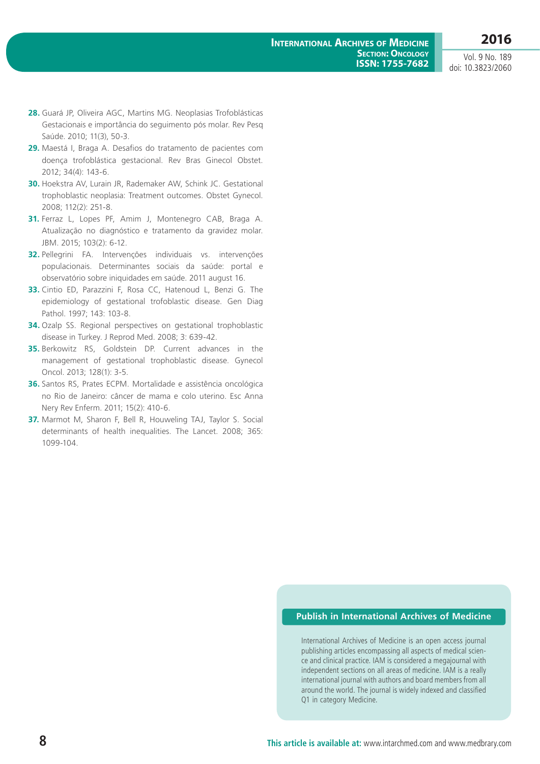28. Guará JP, Oliveira AGC, Martins MG. Neoplasias Trofoblásticas Gestacionais e importância do seguimento pós molar. Rev Pesq Saúde. 2010; 11(3), 50-3.
29. Maestá I, Braga A. Desafios do tratamento de pacientes com doença trofoblástica gestacional. Rev Bras Ginecol Obstet. 2012; 34(4): 143-6.
30. Hoekstra AV, Lurain JR, Rademaker AW, Schink JC. Gestational trophoblastic neoplasia: Treatment outcomes. Obstet Gynecol. 2008; 112(2): 251-8.
31. Ferraz L, Lopes PF, Amim J, Montenegro CAB, Braga A. Atualização no diagnóstico e tratamento da gravidez molar. JBM. 2015; 103(2): 6-12.
32. Pellegrini FA. Intervenções individuais vs. intervenções populacionais. Determinantes sociais da saúde: portal e observatório sobre iniquidades em saúde. 2011 august 16.
33. Cintio ED, Parazzini F, Rosa CC, Hatenoud L, Benzi G. The epidemiology of gestational trofoblastic disease. Gen Diag Pathol. 1997; 143: 103-8.
34. Ozalp SS. Regional perspectives on gestational trophoblastic disease in Turkey. J Reprod Med. 2008; 3: 639-42.
35. Berkowitz RS, Goldstein DP. Current advances in the management of gestational trophoblastic disease. Gynecol Oncol. 2013; 128(1): 3-5.
36. Santos RS, Prates ECPM. Mortalidade e assistência oncológica no Rio de Janeiro: câncer de mama e colo uterino. Esc Anna Nery Rev Enferm. 2011; 15(2): 410-6.
37. Marmot M, Sharon F, Bell R, Houweling TAJ, Taylor S. Social determinants of health inequalities. The Lancet. 2008; 365: 1099-104.

**Publish in International Archives of Medicine**

International Archives of Medicine is an open access journal publishing articles encompassing all aspects of medical science and clinical practice. IAM is considered a megajournal with independent sections on all areas of medicine. IAM is a really international journal with authors and board members from all around the world. The journal is widely indexed and classified Q1 in category Medicine.